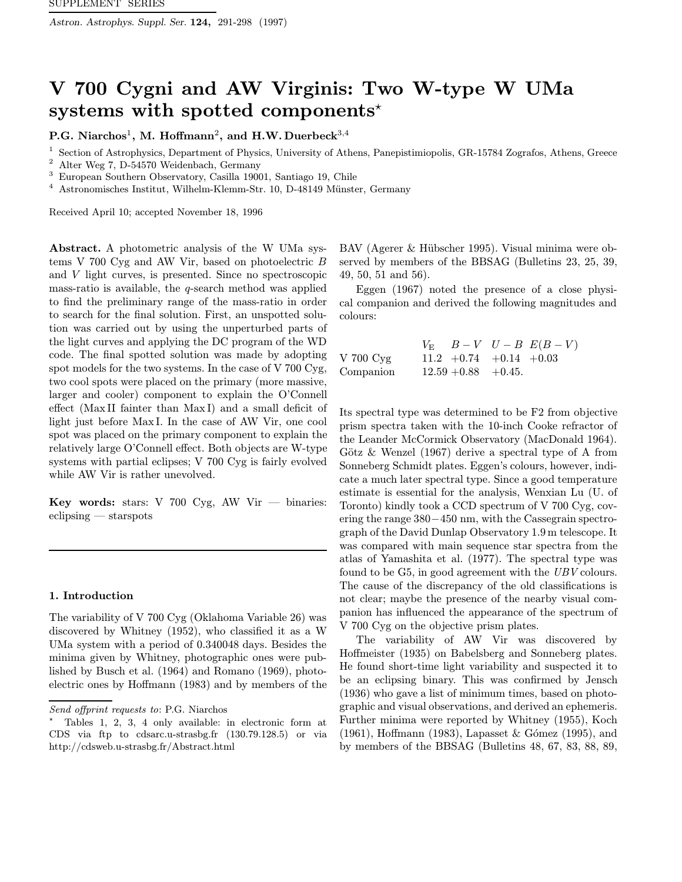# V 700 Cygni and AW Virginis: Two W-type W UMa systems with spotted components*

**P.G. Niarchos[1], M. Hoffmann[2], and H.W. Duerbeck[3,4]**

[1] Section of Astrophysics, Department of Physics, University of Athens, Panepistimiopolis, GR-15784 Zografos, Athens, Greece
[2] Alter Weg 7, D-54570 Weidenbach, Germany
[3] European Southern Observatory, Casilla 19001, Santiago 19, Chile
[4] Astronomisches Institut, Wilhelm-Klemm-Str. 10, D-48149 Münster, Germany

Received April 10; accepted November 18, 1996

**Abstract.** A photometric analysis of the W UMa systems V 700 Cyg and AW Vir, based on photoelectric $B$ and $V$ light curves, is presented. Since no spectroscopic mass-ratio is available, the $q$-search method was applied to find the preliminary range of the mass-ratio in order to search for the final solution. First, an unspotted solution was carried out by using the unperturbed parts of the light curves and applying the DC program of the WD code. The final spotted solution was made by adopting spot models for the two systems. In the case of V 700 Cyg, two cool spots were placed on the primary (more massive, larger and cooler) component to explain the O'Connell effect (Max II fainter than Max I) and a small deficit of light just before Max I. In the case of AW Vir, one cool spot was placed on the primary component to explain the relatively large O'Connell effect. Both objects are W-type systems with partial eclipses; V 700 Cyg is fairly evolved while AW Vir is rather unevolved.

**Key words:** stars: V 700 Cyg, AW Vir — binaries: eclipsing — starspots

## 1. Introduction

The variability of V 700 Cyg (Oklahoma Variable 26) was discovered by Whitney (1952), who classified it as a W UMa system with a period of 0.340048 days. Besides the minima given by Whitney, photographic ones were published by Busch et al. (1964) and Romano (1969), photoelectric ones by Hoffmann (1983) and by members of the BAV (Agerer & Hübscher 1995). Visual minima were observed by members of the BBSAG (Bulletins 23, 25, 39, 49, 50, 51 and 56).

Eggen (1967) noted the presence of a close physical companion and derived the following magnitudes and colours:

| | $V_{\rm E}$ | $B-V$ | $U-B$ | $E(B-V)$ |
|---|---|---|---|---|
| V 700 Cyg | 11.2 | +0.74 | +0.14 | +0.03 |
| Companion | 12.59 | +0.88 | +0.45. | |

Its spectral type was determined to be F2 from objective prism spectra taken with the 10-inch Cooke refractor of the Leander McCormick Observatory (MacDonald 1964). Götz & Wenzel (1967) derive a spectral type of A from Sonneberg Schmidt plates. Eggen's colours, however, indicate a much later spectral type. Since a good temperature estimate is essential for the analysis, Wenxian Lu (U. of Toronto) kindly took a CCD spectrum of V 700 Cyg, covering the range 380 − 450 nm, with the Cassegrain spectrograph of the David Dunlap Observatory 1.9 m telescope. It was compared with main sequence star spectra from the atlas of Yamashita et al. (1977). The spectral type was found to be G5, in good agreement with the $UBV$ colours. The cause of the discrepancy of the old classifications is not clear; maybe the presence of the nearby visual companion has influenced the appearance of the spectrum of V 700 Cyg on the objective prism plates.

The variability of AW Vir was discovered by Hoffmeister (1935) on Babelsberg and Sonneberg plates. He found short-time light variability and suspected it to be an eclipsing binary. This was confirmed by Jensch (1936) who gave a list of minimum times, based on photographic and visual observations, and derived an ephemeris. Further minima were reported by Whitney (1955), Koch (1961), Hoffmann (1983), Lapasset & Gómez (1995), and by members of the BBSAG (Bulletins 48, 67, 83, 88, 89,

---

*Send offprint requests to*: P.G. Niarchos

* Tables 1, 2, 3, 4 only available: in electronic form at CDS via ftp to cdsarc.u-strasbg.fr (130.79.128.5) or via http://cdsweb.u-strasbg.fr/Abstract.html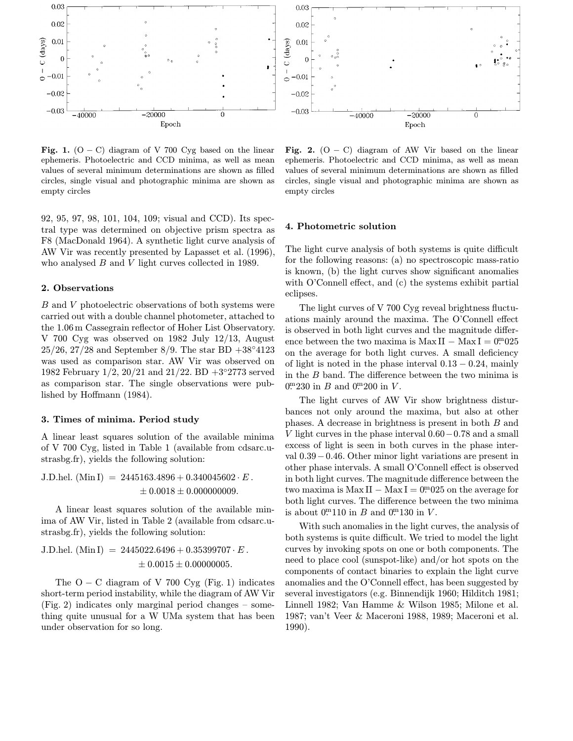**Fig. 1.** (O − C) diagram of V 700 Cyg based on the linear ephemeris. Photoelectric and CCD minima, as well as mean values of several minimum determinations are shown as filled circles, single visual and photographic minima are shown as empty circles

**Fig. 2.** (O − C) diagram of AW Vir based on the linear ephemeris. Photoelectric and CCD minima, as well as mean values of several minimum determinations are shown as filled circles, single visual and photographic minima are shown as empty circles

92, 95, 97, 98, 101, 104, 109; visual and CCD). Its spectral type was determined on objective prism spectra as F8 (MacDonald 1964). A synthetic light curve analysis of AW Vir was recently presented by Lapasset et al. (1996), who analysed $B$ and $V$ light curves collected in 1989.

## 2. Observations

$B$ and $V$ photoelectric observations of both systems were carried out with a double channel photometer, attached to the 1.06 m Cassegrain reflector of Hoher List Observatory. V 700 Cyg was observed on 1982 July 12/13, August 25/26, 27/28 and September 8/9. The star BD +38°4123 was used as comparison star. AW Vir was observed on 1982 February 1/2, 20/21 and 21/22. BD +3°2773 served as comparison star. The single observations were published by Hoffmann (1984).

## 3. Times of minima. Period study

A linear least squares solution of the available minima of V 700 Cyg, listed in Table 1 (available from cdsarc.u-strasbg.fr), yields the following solution:

$$\text{J.D.hel. (Min I)} = 2445163.4896 + 0.340045602 \cdot E .$$
$$\pm 0.0018 \pm 0.000000009.$$

A linear least squares solution of the available minima of AW Vir, listed in Table 2 (available from cdsarc.u-strasbg.fr), yields the following solution:

$$\text{J.D.hel. (Min I)} = 2445022.6496 + 0.35399707 \cdot E .$$
$$\pm 0.0015 \pm 0.00000005.$$

The O − C diagram of V 700 Cyg (Fig. 1) indicates short-term period instability, while the diagram of AW Vir (Fig. 2) indicates only marginal period changes – something quite unusual for a W UMa system that has been under observation for so long.

## 4. Photometric solution

The light curve analysis of both systems is quite difficult for the following reasons: (a) no spectroscopic mass-ratio is known, (b) the light curves show significant anomalies with O'Connell effect, and (c) the systems exhibit partial eclipses.

The light curves of V 700 Cyg reveal brightness fluctuations mainly around the maxima. The O'Connell effect is observed in both light curves and the magnitude difference between the two maxima is $\text{Max II} - \text{Max I} = 0\overset{\text{m}}{.}025$ on the average for both light curves. A small deficiency of light is noted in the phase interval $0.13 - 0.24$, mainly in the $B$ band. The difference between the two minima is $0\overset{\text{m}}{.}230$ in $B$ and $0\overset{\text{m}}{.}200$ in $V$.

The light curves of AW Vir show brightness disturbances not only around the maxima, but also at other phases. A decrease in brightness is present in both $B$ and $V$ light curves in the phase interval $0.60 - 0.78$ and a small excess of light is seen in both curves in the phase interval $0.39 - 0.46$. Other minor light variations are present in other phase intervals. A small O'Connell effect is observed in both light curves. The magnitude difference between the two maxima is $\text{Max II} - \text{Max I} = 0\overset{\text{m}}{.}025$ on the average for both light curves. The difference between the two minima is about $0\overset{\text{m}}{.}110$ in $B$ and $0\overset{\text{m}}{.}130$ in $V$.

With such anomalies in the light curves, the analysis of both systems is quite difficult. We tried to model the light curves by invoking spots on one or both components. The need to place cool (sunspot-like) and/or hot spots on the components of contact binaries to explain the light curve anomalies and the O'Connell effect, has been suggested by several investigators (e.g. Binnendijk 1960; Hilditch 1981; Linnell 1982; Van Hamme & Wilson 1985; Milone et al. 1987; van't Veer & Maceroni 1988, 1989; Maceroni et al. 1990).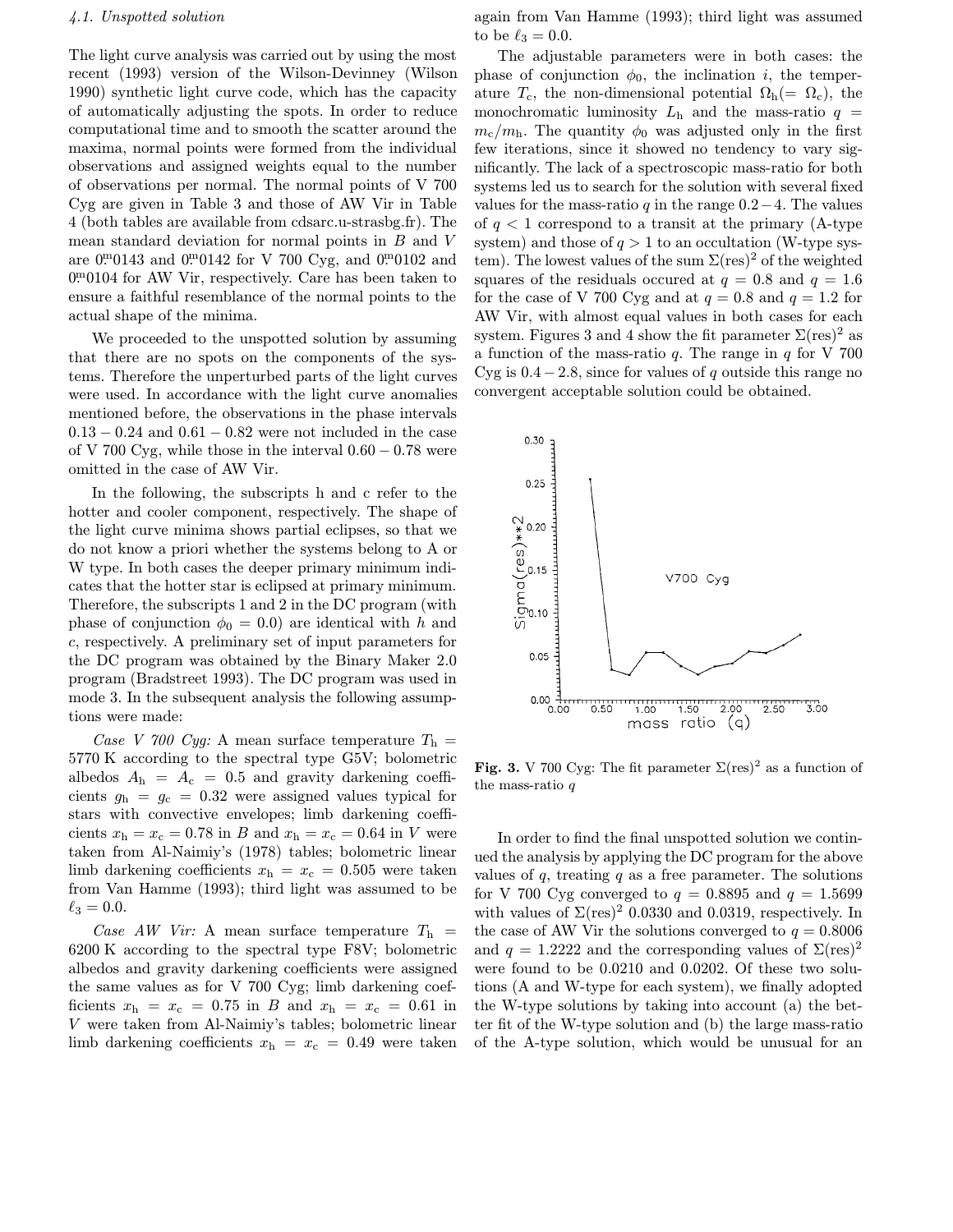*4.1. Unspotted solution*

The light curve analysis was carried out by using the most recent (1993) version of the Wilson-Devinney (Wilson 1990) synthetic light curve code, which has the capacity of automatically adjusting the spots. In order to reduce computational time and to smooth the scatter around the maxima, normal points were formed from the individual observations and assigned weights equal to the number of observations per normal. The normal points of V 700 Cyg are given in Table 3 and those of AW Vir in Table 4 (both tables are available from cdsarc.u-strasbg.fr). The mean standard deviation for normal points in $B$ and $V$ are $0\overset{\text{m}}{.}0143$ and $0\overset{\text{m}}{.}0142$ for V 700 Cyg, and $0\overset{\text{m}}{.}0102$ and $0\overset{\text{m}}{.}0104$ for AW Vir, respectively. Care has been taken to ensure a faithful resemblance of the normal points to the actual shape of the minima.

We proceeded to the unspotted solution by assuming that there are no spots on the components of the systems. Therefore the unperturbed parts of the light curves were used. In accordance with the light curve anomalies mentioned before, the observations in the phase intervals $0.13 - 0.24$ and $0.61 - 0.82$ were not included in the case of V 700 Cyg, while those in the interval $0.60 - 0.78$ were omitted in the case of AW Vir.

In the following, the subscripts h and c refer to the hotter and cooler component, respectively. The shape of the light curve minima shows partial eclipses, so that we do not know a priori whether the systems belong to A or W type. In both cases the deeper primary minimum indicates that the hotter star is eclipsed at primary minimum. Therefore, the subscripts 1 and 2 in the DC program (with phase of conjunction $\phi_0 = 0.0$) are identical with $h$ and $c$, respectively. A preliminary set of input parameters for the DC program was obtained by the Binary Maker 2.0 program (Bradstreet 1993). The DC program was used in mode 3. In the subsequent analysis the following assumptions were made:

*Case V 700 Cyg:* A mean surface temperature $T_{\text{h}} = 5770$ K according to the spectral type G5V; bolometric albedos $A_{\text{h}} = A_{\text{c}} = 0.5$ and gravity darkening coefficients $g_{\text{h}} = g_{\text{c}} = 0.32$ were assigned values typical for stars with convective envelopes; limb darkening coefficients $x_{\text{h}} = x_{\text{c}} = 0.78$ in $B$ and $x_{\text{h}} = x_{\text{c}} = 0.64$ in $V$ were taken from Al-Naimiy's (1978) tables; bolometric linear limb darkening coefficients $x_{\text{h}} = x_{\text{c}} = 0.505$ were taken from Van Hamme (1993); third light was assumed to be $\ell_3 = 0.0$.

*Case AW Vir:* A mean surface temperature $T_{\text{h}} = 6200$ K according to the spectral type F8V; bolometric albedos and gravity darkening coefficients were assigned the same values as for V 700 Cyg; limb darkening coefficients $x_{\text{h}} = x_{\text{c}} = 0.75$ in $B$ and $x_{\text{h}} = x_{\text{c}} = 0.61$ in $V$ were taken from Al-Naimiy's tables; bolometric linear limb darkening coefficients $x_{\text{h}} = x_{\text{c}} = 0.49$ were taken again from Van Hamme (1993); third light was assumed to be $\ell_3 = 0.0$.

The adjustable parameters were in both cases: the phase of conjunction $\phi_0$, the inclination $i$, the temperature $T_{\text{c}}$, the non-dimensional potential $\Omega_{\text{h}}(=\Omega_{\text{c}})$, the monochromatic luminosity $L_{\text{h}}$ and the mass-ratio $q = m_{\text{c}}/m_{\text{h}}$. The quantity $\phi_0$ was adjusted only in the first few iterations, since it showed no tendency to vary significantly. The lack of a spectroscopic mass-ratio for both systems led us to search for the solution with several fixed values for the mass-ratio $q$ in the range $0.2 - 4$. The values of $q < 1$ correspond to a transit at the primary (A-type system) and those of $q > 1$ to an occultation (W-type system). The lowest values of the sum $\Sigma(\text{res})^2$ of the weighted squares of the residuals occured at $q = 0.8$ and $q = 1.6$ for the case of V 700 Cyg and at $q = 0.8$ and $q = 1.2$ for AW Vir, with almost equal values in both cases for each system. Figures 3 and 4 show the fit parameter $\Sigma(\text{res})^2$ as a function of the mass-ratio $q$. The range in $q$ for V 700 Cyg is $0.4 - 2.8$, since for values of $q$ outside this range no convergent acceptable solution could be obtained.

**Fig. 3.** V 700 Cyg: The fit parameter $\Sigma(\text{res})^2$ as a function of the mass-ratio $q$

In order to find the final unspotted solution we continued the analysis by applying the DC program for the above values of $q$, treating $q$ as a free parameter. The solutions for V 700 Cyg converged to $q = 0.8895$ and $q = 1.5699$ with values of $\Sigma(\text{res})^2$ 0.0330 and 0.0319, respectively. In the case of AW Vir the solutions converged to $q = 0.8006$ and $q = 1.2222$ and the corresponding values of $\Sigma(\text{res})^2$ were found to be 0.0210 and 0.0202. Of these two solutions (A and W-type for each system), we finally adopted the W-type solutions by taking into account (a) the better fit of the W-type solution and (b) the large mass-ratio of the A-type solution, which would be unusual for an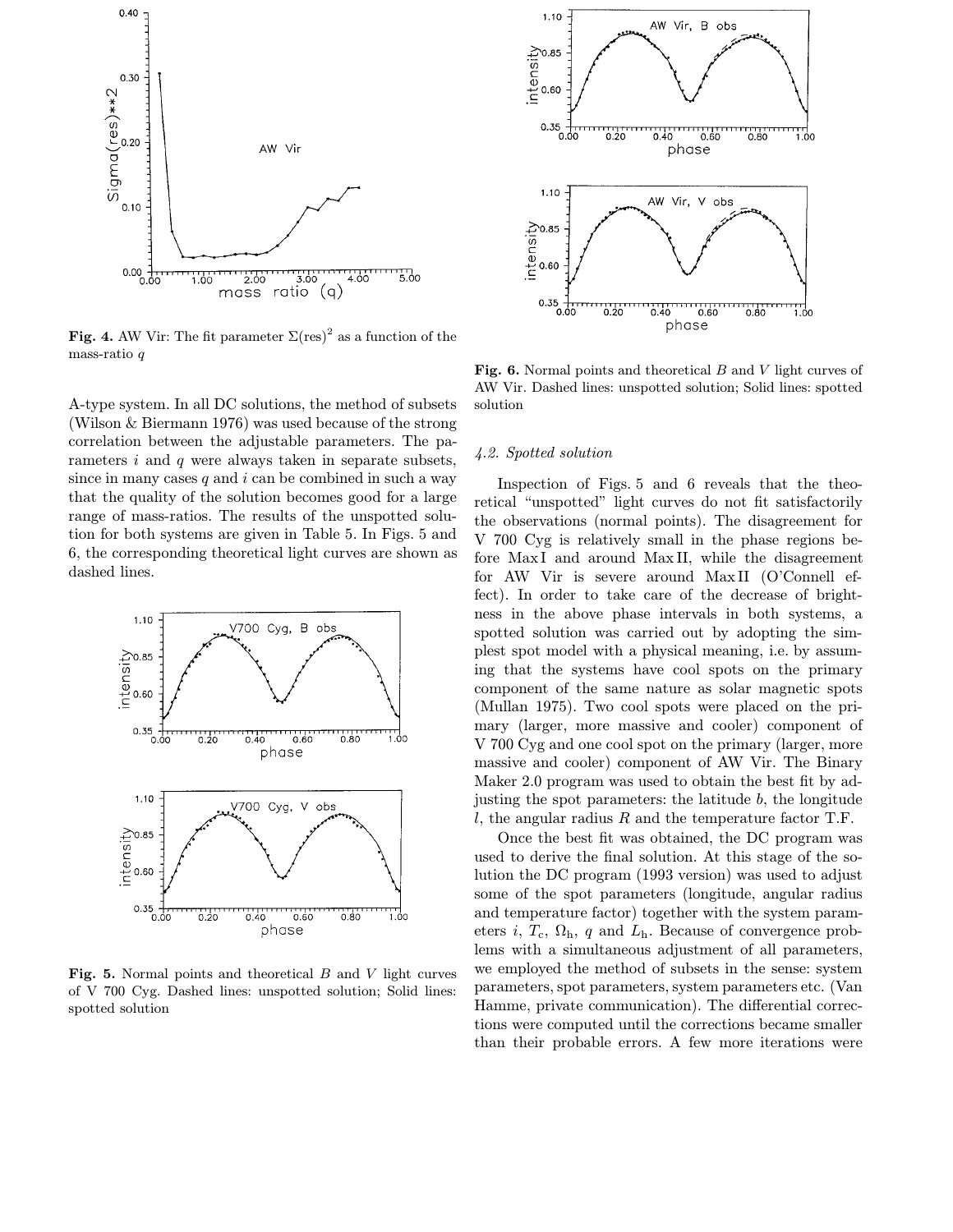**Fig. 4.** AW Vir: The fit parameter $\Sigma(\mathrm{res})^2$ as a function of the mass-ratio $q$

A-type system. In all DC solutions, the method of subsets (Wilson & Biermann 1976) was used because of the strong correlation between the adjustable parameters. The parameters $i$ and $q$ were always taken in separate subsets, since in many cases $q$ and $i$ can be combined in such a way that the quality of the solution becomes good for a large range of mass-ratios. The results of the unspotted solution for both systems are given in Table 5. In Figs. 5 and 6, the corresponding theoretical light curves are shown as dashed lines.

**Fig. 5.** Normal points and theoretical $B$ and $V$ light curves of V 700 Cyg. Dashed lines: unspotted solution; Solid lines: spotted solution

**Fig. 6.** Normal points and theoretical $B$ and $V$ light curves of AW Vir. Dashed lines: unspotted solution; Solid lines: spotted solution

### *4.2. Spotted solution*

Inspection of Figs. 5 and 6 reveals that the theoretical "unspotted" light curves do not fit satisfactorily the observations (normal points). The disagreement for V 700 Cyg is relatively small in the phase regions before Max I and around Max II, while the disagreement for AW Vir is severe around Max II (O'Connell effect). In order to take care of the decrease of brightness in the above phase intervals in both systems, a spotted solution was carried out by adopting the simplest spot model with a physical meaning, i.e. by assuming that the systems have cool spots on the primary component of the same nature as solar magnetic spots (Mullan 1975). Two cool spots were placed on the primary (larger, more massive and cooler) component of V 700 Cyg and one cool spot on the primary (larger, more massive and cooler) component of AW Vir. The Binary Maker 2.0 program was used to obtain the best fit by adjusting the spot parameters: the latitude $b$, the longitude $l$, the angular radius $R$ and the temperature factor T.F.

Once the best fit was obtained, the DC program was used to derive the final solution. At this stage of the solution the DC program (1993 version) was used to adjust some of the spot parameters (longitude, angular radius and temperature factor) together with the system parameters $i$, $T_\mathrm{c}$, $\Omega_\mathrm{h}$, $q$ and $L_\mathrm{h}$. Because of convergence problems with a simultaneous adjustment of all parameters, we employed the method of subsets in the sense: system parameters, spot parameters, system parameters etc. (Van Hamme, private communication). The differential corrections were computed until the corrections became smaller than their probable errors. A few more iterations were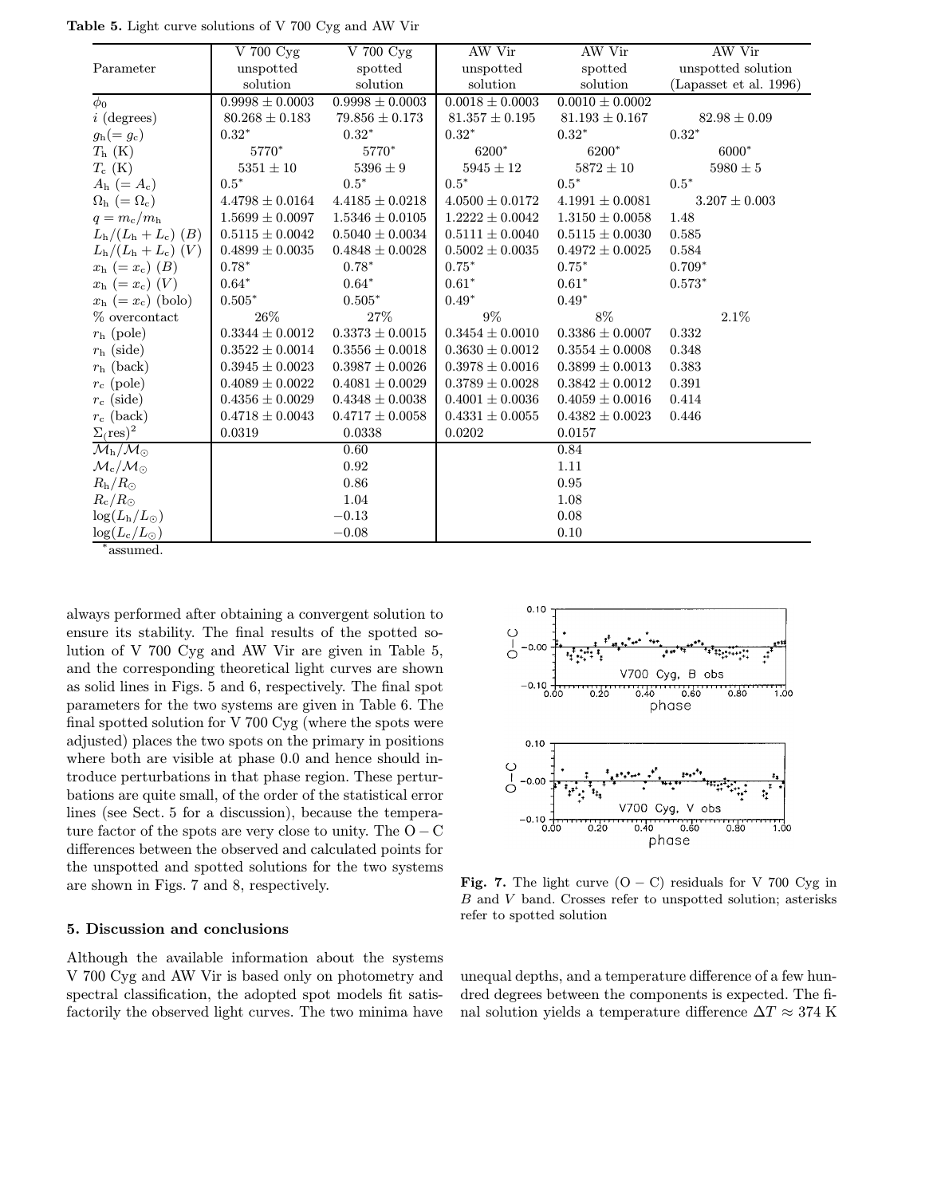**Table 5.** Light curve solutions of V 700 Cyg and AW Vir

| Parameter | V 700 Cyg unspotted solution | V 700 Cyg spotted solution | AW Vir unspotted solution | AW Vir spotted solution | AW Vir unspotted solution (Lapasset et al. 1996) |
|---|---|---|---|---|---|
| $\phi_0$ | $0.9998 \pm 0.0003$ | $0.9998 \pm 0.0003$ | $0.0018 \pm 0.0003$ | $0.0010 \pm 0.0002$ | |
| $i$ (degrees) | $80.268 \pm 0.183$ | $79.856 \pm 0.173$ | $81.357 \pm 0.195$ | $81.193 \pm 0.167$ | $82.98 \pm 0.09$ |
| $g_h(= g_c)$ | $0.32^*$ | $0.32^*$ | $0.32^*$ | $0.32^*$ | $0.32^*$ |
| $T_h$ (K) | $5770^*$ | $5770^*$ | $6200^*$ | $6200^*$ | $6000^*$ |
| $T_c$ (K) | $5351 \pm 10$ | $5396 \pm 9$ | $5945 \pm 12$ | $5872 \pm 10$ | $5980 \pm 5$ |
| $A_h$ $(= A_c)$ | $0.5^*$ | $0.5^*$ | $0.5^*$ | $0.5^*$ | $0.5^*$ |
| $\Omega_h$ $(= \Omega_c)$ | $4.4798 \pm 0.0164$ | $4.4185 \pm 0.0218$ | $4.0500 \pm 0.0172$ | $4.1991 \pm 0.0081$ | $3.207 \pm 0.003$ |
| $q = m_c/m_h$ | $1.5699 \pm 0.0097$ | $1.5346 \pm 0.0105$ | $1.2222 \pm 0.0042$ | $1.3150 \pm 0.0058$ | 1.48 |
| $L_h/(L_h + L_c)$ $(B)$ | $0.5115 \pm 0.0042$ | $0.5040 \pm 0.0034$ | $0.5111 \pm 0.0040$ | $0.5115 \pm 0.0030$ | 0.585 |
| $L_h/(L_h + L_c)$ $(V)$ | $0.4899 \pm 0.0035$ | $0.4848 \pm 0.0028$ | $0.5002 \pm 0.0035$ | $0.4972 \pm 0.0025$ | 0.584 |
| $x_h$ $(= x_c)$ $(B)$ | $0.78^*$ | $0.78^*$ | $0.75^*$ | $0.75^*$ | $0.709^*$ |
| $x_h$ $(= x_c)$ $(V)$ | $0.64^*$ | $0.64^*$ | $0.61^*$ | $0.61^*$ | $0.573^*$ |
| $x_h$ $(= x_c)$ (bolo) | $0.505^*$ | $0.505^*$ | $0.49^*$ | $0.49^*$ | |
| % overcontact | 26% | 27% | 9% | 8% | 2.1% |
| $r_h$ (pole) | $0.3344 \pm 0.0012$ | $0.3373 \pm 0.0015$ | $0.3454 \pm 0.0010$ | $0.3386 \pm 0.0007$ | 0.332 |
| $r_h$ (side) | $0.3522 \pm 0.0014$ | $0.3556 \pm 0.0018$ | $0.3630 \pm 0.0012$ | $0.3554 \pm 0.0008$ | 0.348 |
| $r_h$ (back) | $0.3945 \pm 0.0023$ | $0.3987 \pm 0.0026$ | $0.3978 \pm 0.0016$ | $0.3899 \pm 0.0013$ | 0.383 |
| $r_c$ (pole) | $0.4089 \pm 0.0022$ | $0.4081 \pm 0.0029$ | $0.3789 \pm 0.0028$ | $0.3842 \pm 0.0012$ | 0.391 |
| $r_c$ (side) | $0.4356 \pm 0.0029$ | $0.4348 \pm 0.0038$ | $0.4001 \pm 0.0036$ | $0.4059 \pm 0.0016$ | 0.414 |
| $r_c$ (back) | $0.4718 \pm 0.0043$ | $0.4717 \pm 0.0058$ | $0.4331 \pm 0.0055$ | $0.4382 \pm 0.0023$ | 0.446 |
| $\Sigma_{(}\mathrm{res})^2$ | 0.0319 | 0.0338 | 0.0202 | 0.0157 | |
| $\mathcal{M}_h/\mathcal{M}_\odot$ | | 0.60 | | 0.84 | |
| $\mathcal{M}_c/\mathcal{M}_\odot$ | | 0.92 | | 1.11 | |
| $R_h/R_\odot$ | | 0.86 | | 0.95 | |
| $R_c/R_\odot$ | | 1.04 | | 1.08 | |
| $\log(L_h/L_\odot)$ | | $-0.13$ | | 0.08 | |
| $\log(L_c/L_\odot)$ | | $-0.08$ | | 0.10 | |

$^*$assumed.

always performed after obtaining a convergent solution to ensure its stability. The final results of the spotted solution of V 700 Cyg and AW Vir are given in Table 5, and the corresponding theoretical light curves are shown as solid lines in Figs. 5 and 6, respectively. The final spot parameters for the two systems are given in Table 6. The final spotted solution for V 700 Cyg (where the spots were adjusted) places the two spots on the primary in positions where both are visible at phase 0.0 and hence should introduce perturbations in that phase region. These perturbations are quite small, of the order of the statistical error lines (see Sect. 5 for a discussion), because the temperature factor of the spots are very close to unity. The O − C differences between the observed and calculated points for the unspotted and spotted solutions for the two systems are shown in Figs. 7 and 8, respectively.

**Fig. 7.** The light curve (O − C) residuals for V 700 Cyg in $B$ and $V$ band. Crosses refer to unspotted solution; asterisks refer to spotted solution

## 5. Discussion and conclusions

Although the available information about the systems V 700 Cyg and AW Vir is based only on photometry and spectral classification, the adopted spot models fit satisfactorily the observed light curves. The two minima have unequal depths, and a temperature difference of a few hundred degrees between the components is expected. The final solution yields a temperature difference $\Delta T \approx 374$ K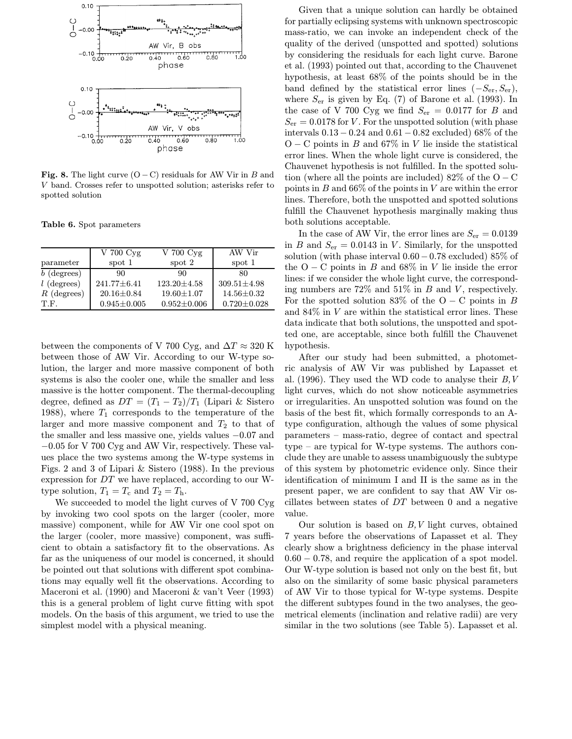**Fig. 8.** The light curve (O − C) residuals for AW Vir in $B$ and $V$ band. Crosses refer to unspotted solution; asterisks refer to spotted solution

**Table 6.** Spot parameters

| parameter | V 700 Cyg spot 1 | V 700 Cyg spot 2 | AW Vir spot 1 |
|---|---|---|---|
| $b$ (degrees) | 90 | 90 | 80 |
| $l$ (degrees) | 241.77±6.41 | 123.20±4.58 | 309.51±4.98 |
| $R$ (degrees) | 20.16±0.84 | 19.60±1.07 | 14.56±0.32 |
| T.F. | 0.945±0.005 | 0.952±0.006 | 0.720±0.028 |

between the components of V 700 Cyg, and $\Delta T \approx 320$ K between those of AW Vir. According to our W-type solution, the larger and more massive component of both systems is also the cooler one, while the smaller and less massive is the hotter component. The thermal-decoupling degree, defined as $DT = (T_1 - T_2)/T_1$ (Lipari & Sistero 1988), where $T_1$ corresponds to the temperature of the larger and more massive component and $T_2$ to that of the smaller and less massive one, yields values −0.07 and −0.05 for V 700 Cyg and AW Vir, respectively. These values place the two systems among the W-type systems in Figs. 2 and 3 of Lipari & Sistero (1988). In the previous expression for $DT$ we have replaced, according to our W-type solution, $T_1 = T_{\rm c}$ and $T_2 = T_{\rm h}$.

We succeeded to model the light curves of V 700 Cyg by invoking two cool spots on the larger (cooler, more massive) component, while for AW Vir one cool spot on the larger (cooler, more massive) component, was sufficient to obtain a satisfactory fit to the observations. As far as the uniqueness of our model is concerned, it should be pointed out that solutions with different spot combinations may equally well fit the observations. According to Maceroni et al. (1990) and Maceroni & van't Veer (1993) this is a general problem of light curve fitting with spot models. On the basis of this argument, we tried to use the simplest model with a physical meaning.

Given that a unique solution can hardly be obtained for partially eclipsing systems with unknown spectroscopic mass-ratio, we can invoke an independent check of the quality of the derived (unspotted and spotted) solutions by considering the residuals for each light curve. Barone et al. (1993) pointed out that, according to the Chauvenet hypothesis, at least 68% of the points should be in the band defined by the statistical error lines $(-S_{\rm er}, S_{\rm er})$, where $S_{\rm er}$ is given by Eq. (7) of Barone et al. (1993). In the case of V 700 Cyg we find $S_{\rm er} = 0.0177$ for $B$ and $S_{\rm er} = 0.0178$ for $V$. For the unspotted solution (with phase intervals $0.13 - 0.24$ and $0.61 - 0.82$ excluded) 68% of the O − C points in $B$ and 67% in $V$ lie inside the statistical error lines. When the whole light curve is considered, the Chauvenet hypothesis is not fulfilled. In the spotted solution (where all the points are included) 82% of the O − C points in $B$ and 66% of the points in $V$ are within the error lines. Therefore, both the unspotted and spotted solutions fulfill the Chauvenet hypothesis marginally making thus both solutions acceptable.

In the case of AW Vir, the error lines are $S_{\rm er} = 0.0139$ in $B$ and $S_{\rm er} = 0.0143$ in $V$. Similarly, for the unspotted solution (with phase interval $0.60 - 0.78$ excluded) 85% of the O − C points in $B$ and 68% in $V$ lie inside the error lines: if we consider the whole light curve, the corresponding numbers are 72% and 51% in $B$ and $V$, respectively. For the spotted solution 83% of the O − C points in $B$ and 84% in $V$ are within the statistical error lines. These data indicate that both solutions, the unspotted and spotted one, are acceptable, since both fulfill the Chauvenet hypothesis.

After our study had been submitted, a photometric analysis of AW Vir was published by Lapasset et al. (1996). They used the WD code to analyse their $B, V$ light curves, which do not show noticeable asymmetries or irregularities. An unspotted solution was found on the basis of the best fit, which formally corresponds to an A-type configuration, although the values of some physical parameters – mass-ratio, degree of contact and spectral type – are typical for W-type systems. The authors conclude they are unable to assess unambiguously the subtype of this system by photometric evidence only. Since their identification of minimum I and II is the same as in the present paper, we are confident to say that AW Vir oscillates between states of $DT$ between 0 and a negative value.

Our solution is based on $B, V$ light curves, obtained 7 years before the observations of Lapasset et al. They clearly show a brightness deficiency in the phase interval $0.60 - 0.78$, and require the application of a spot model. Our W-type solution is based not only on the best fit, but also on the similarity of some basic physical parameters of AW Vir to those typical for W-type systems. Despite the different subtypes found in the two analyses, the geometrical elements (inclination and relative radii) are very similar in the two solutions (see Table 5). Lapasset et al.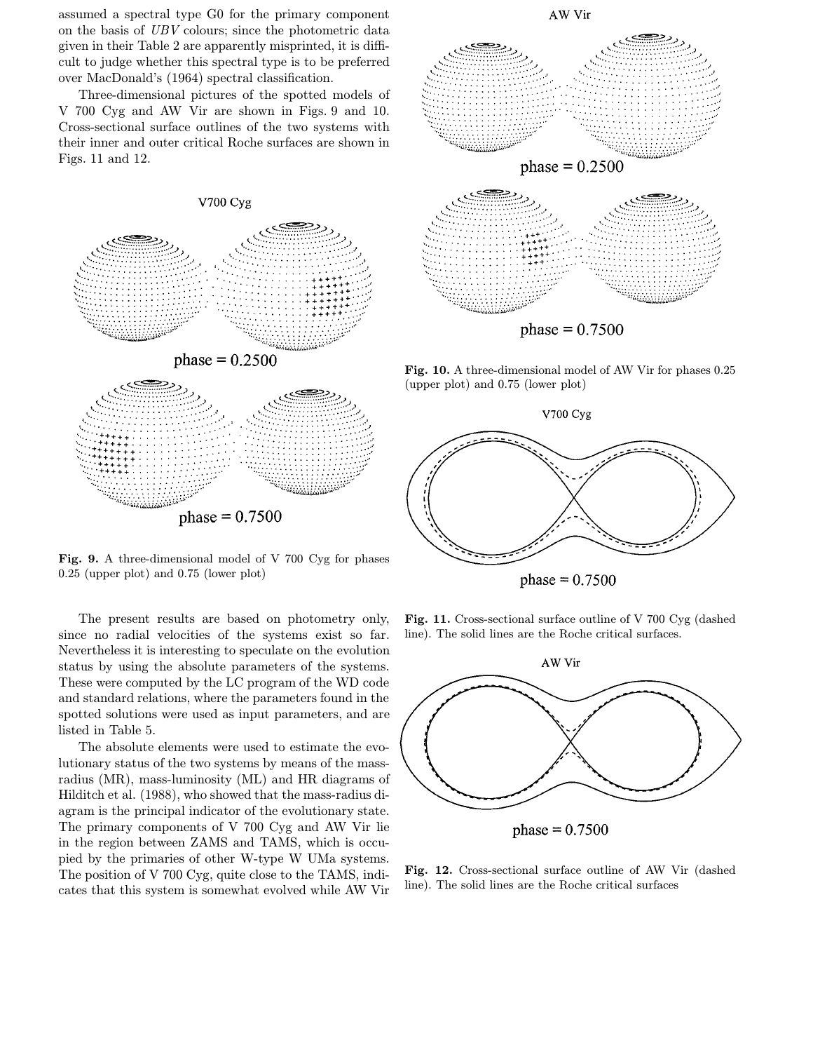assumed a spectral type G0 for the primary component on the basis of *UBV* colours; since the photometric data given in their Table 2 are apparently misprinted, it is difficult to judge whether this spectral type is to be preferred over MacDonald's (1964) spectral classification.

Three-dimensional pictures of the spotted models of V 700 Cyg and AW Vir are shown in Figs. 9 and 10. Cross-sectional surface outlines of the two systems with their inner and outer critical Roche surfaces are shown in Figs. 11 and 12.

**Fig. 9.** A three-dimensional model of V 700 Cyg for phases 0.25 (upper plot) and 0.75 (lower plot)

**Fig. 10.** A three-dimensional model of AW Vir for phases 0.25 (upper plot) and 0.75 (lower plot)

**Fig. 11.** Cross-sectional surface outline of V 700 Cyg (dashed line). The solid lines are the Roche critical surfaces.

**Fig. 12.** Cross-sectional surface outline of AW Vir (dashed line). The solid lines are the Roche critical surfaces

The present results are based on photometry only, since no radial velocities of the systems exist so far. Nevertheless it is interesting to speculate on the evolution status by using the absolute parameters of the systems. These were computed by the LC program of the WD code and standard relations, where the parameters found in the spotted solutions were used as input parameters, and are listed in Table 5.

The absolute elements were used to estimate the evolutionary status of the two systems by means of the mass-radius (MR), mass-luminosity (ML) and HR diagrams of Hilditch et al. (1988), who showed that the mass-radius diagram is the principal indicator of the evolutionary state. The primary components of V 700 Cyg and AW Vir lie in the region between ZAMS and TAMS, which is occupied by the primaries of other W-type W UMa systems. The position of V 700 Cyg, quite close to the TAMS, indicates that this system is somewhat evolved while AW Vir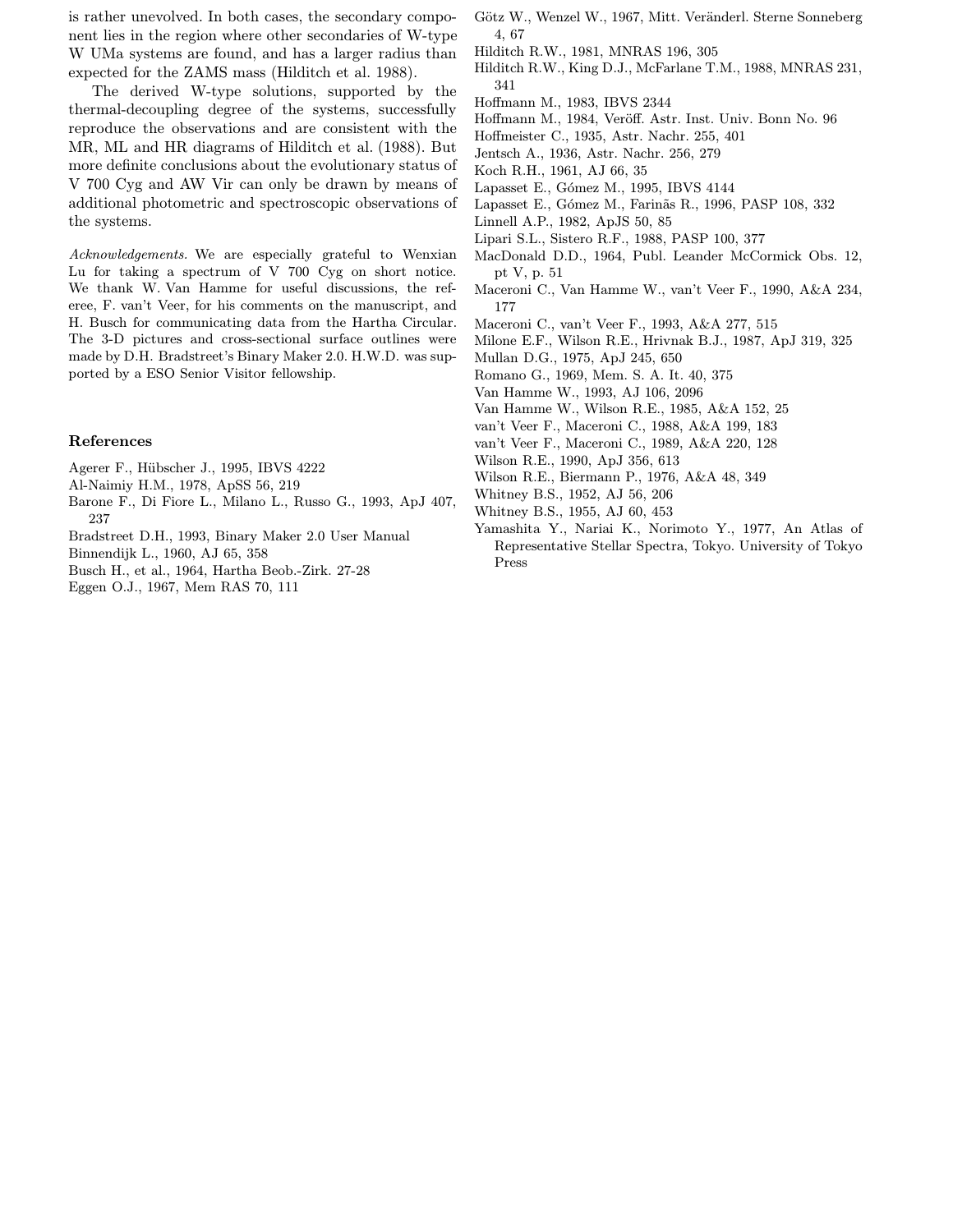is rather unevolved. In both cases, the secondary component lies in the region where other secondaries of W-type W UMa systems are found, and has a larger radius than expected for the ZAMS mass (Hilditch et al. 1988).

The derived W-type solutions, supported by the thermal-decoupling degree of the systems, successfully reproduce the observations and are consistent with the MR, ML and HR diagrams of Hilditch et al. (1988). But more definite conclusions about the evolutionary status of V 700 Cyg and AW Vir can only be drawn by means of additional photometric and spectroscopic observations of the systems.

*Acknowledgements.* We are especially grateful to Wenxian Lu for taking a spectrum of V 700 Cyg on short notice. We thank W. Van Hamme for useful discussions, the referee, F. van't Veer, for his comments on the manuscript, and H. Busch for communicating data from the Hartha Circular. The 3-D pictures and cross-sectional surface outlines were made by D.H. Bradstreet's Binary Maker 2.0. H.W.D. was supported by a ESO Senior Visitor fellowship.

## References

Agerer F., Hübscher J., 1995, IBVS 4222
Al-Naimiy H.M., 1978, ApSS 56, 219
Barone F., Di Fiore L., Milano L., Russo G., 1993, ApJ 407, 237
Bradstreet D.H., 1993, Binary Maker 2.0 User Manual
Binnendijk L., 1960, AJ 65, 358
Busch H., et al., 1964, Hartha Beob.-Zirk. 27-28
Eggen O.J., 1967, Mem RAS 70, 111
Götz W., Wenzel W., 1967, Mitt. Veränderl. Sterne Sonneberg 4, 67
Hilditch R.W., 1981, MNRAS 196, 305
Hilditch R.W., King D.J., McFarlane T.M., 1988, MNRAS 231, 341
Hoffmann M., 1983, IBVS 2344
Hoffmann M., 1984, Veröff. Astr. Inst. Univ. Bonn No. 96
Hoffmeister C., 1935, Astr. Nachr. 255, 401
Jentsch A., 1936, Astr. Nachr. 256, 279
Koch R.H., 1961, AJ 66, 35
Lapasset E., Gómez M., 1995, IBVS 4144
Lapasset E., Gómez M., Farinãs R., 1996, PASP 108, 332
Linnell A.P., 1982, ApJS 50, 85
Lipari S.L., Sistero R.F., 1988, PASP 100, 377
MacDonald D.D., 1964, Publ. Leander McCormick Obs. 12, pt V, p. 51
Maceroni C., Van Hamme W., van't Veer F., 1990, A&A 234, 177
Maceroni C., van't Veer F., 1993, A&A 277, 515
Milone E.F., Wilson R.E., Hrivnak B.J., 1987, ApJ 319, 325
Mullan D.G., 1975, ApJ 245, 650
Romano G., 1969, Mem. S. A. It. 40, 375
Van Hamme W., 1993, AJ 106, 2096
Van Hamme W., Wilson R.E., 1985, A&A 152, 25
van't Veer F., Maceroni C., 1988, A&A 199, 183
van't Veer F., Maceroni C., 1989, A&A 220, 128
Wilson R.E., 1990, ApJ 356, 613
Wilson R.E., Biermann P., 1976, A&A 48, 349
Whitney B.S., 1952, AJ 56, 206
Whitney B.S., 1955, AJ 60, 453
Yamashita Y., Nariai K., Norimoto Y., 1977, An Atlas of Representative Stellar Spectra, Tokyo. University of Tokyo Press